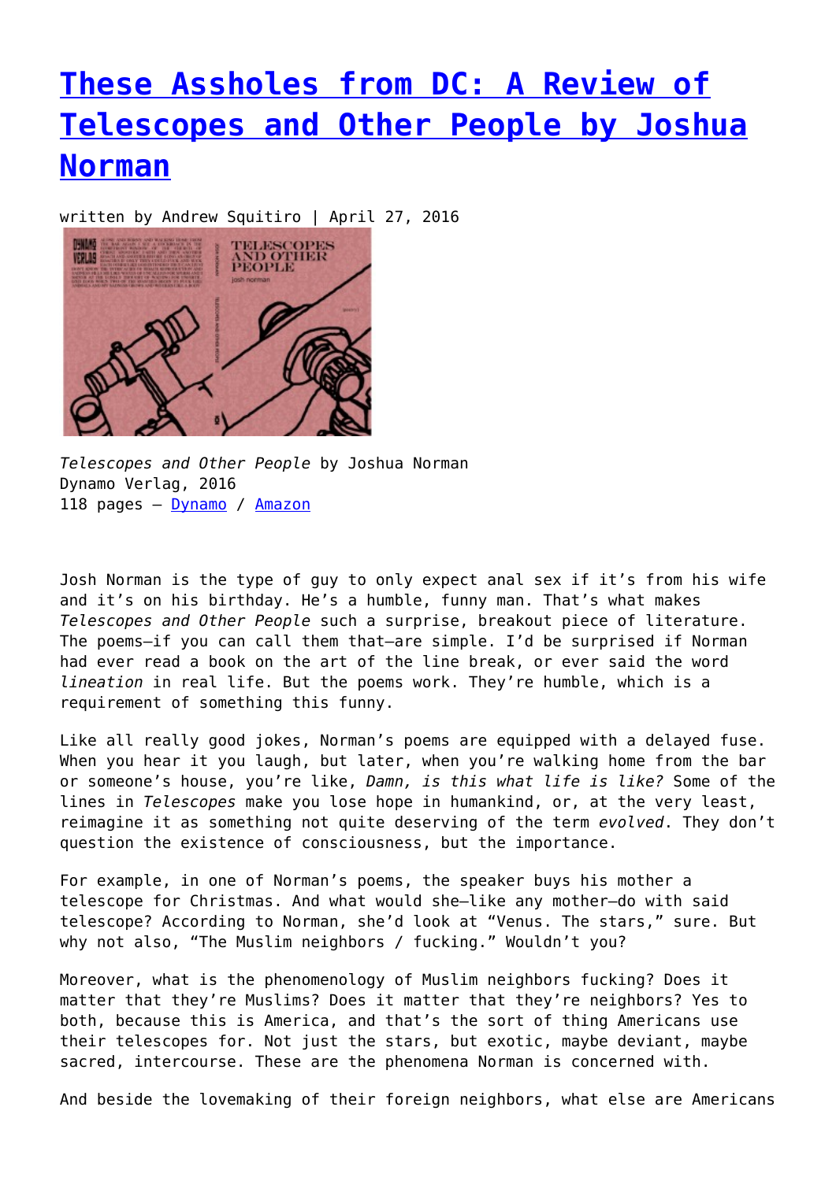# [These Assholes from DC: A Review of Telescopes and Other People by Joshua Norman]

written by Andrew Squitiro | April 27, 2016

*Telescopes and Other People* by Joshua Norman
Dynamo Verlag, 2016
118 pages – Dynamo / Amazon

Josh Norman is the type of guy to only expect anal sex if it's from his wife and it's on his birthday. He's a humble, funny man. That's what makes *Telescopes and Other People* such a surprise, breakout piece of literature. The poems—if you can call them that—are simple. I'd be surprised if Norman had ever read a book on the art of the line break, or ever said the word *lineation* in real life. But the poems work. They're humble, which is a requirement of something this funny.

Like all really good jokes, Norman's poems are equipped with a delayed fuse. When you hear it you laugh, but later, when you're walking home from the bar or someone's house, you're like, *Damn, is this what life is like?* Some of the lines in *Telescopes* make you lose hope in humankind, or, at the very least, reimagine it as something not quite deserving of the term *evolved*. They don't question the existence of consciousness, but the importance.

For example, in one of Norman's poems, the speaker buys his mother a telescope for Christmas. And what would she—like any mother—do with said telescope? According to Norman, she'd look at "Venus. The stars," sure. But why not also, "The Muslim neighbors / fucking." Wouldn't you?

Moreover, what is the phenomenology of Muslim neighbors fucking? Does it matter that they're Muslims? Does it matter that they're neighbors? Yes to both, because this is America, and that's the sort of thing Americans use their telescopes for. Not just the stars, but exotic, maybe deviant, maybe sacred, intercourse. These are the phenomena Norman is concerned with.

And beside the lovemaking of their foreign neighbors, what else are Americans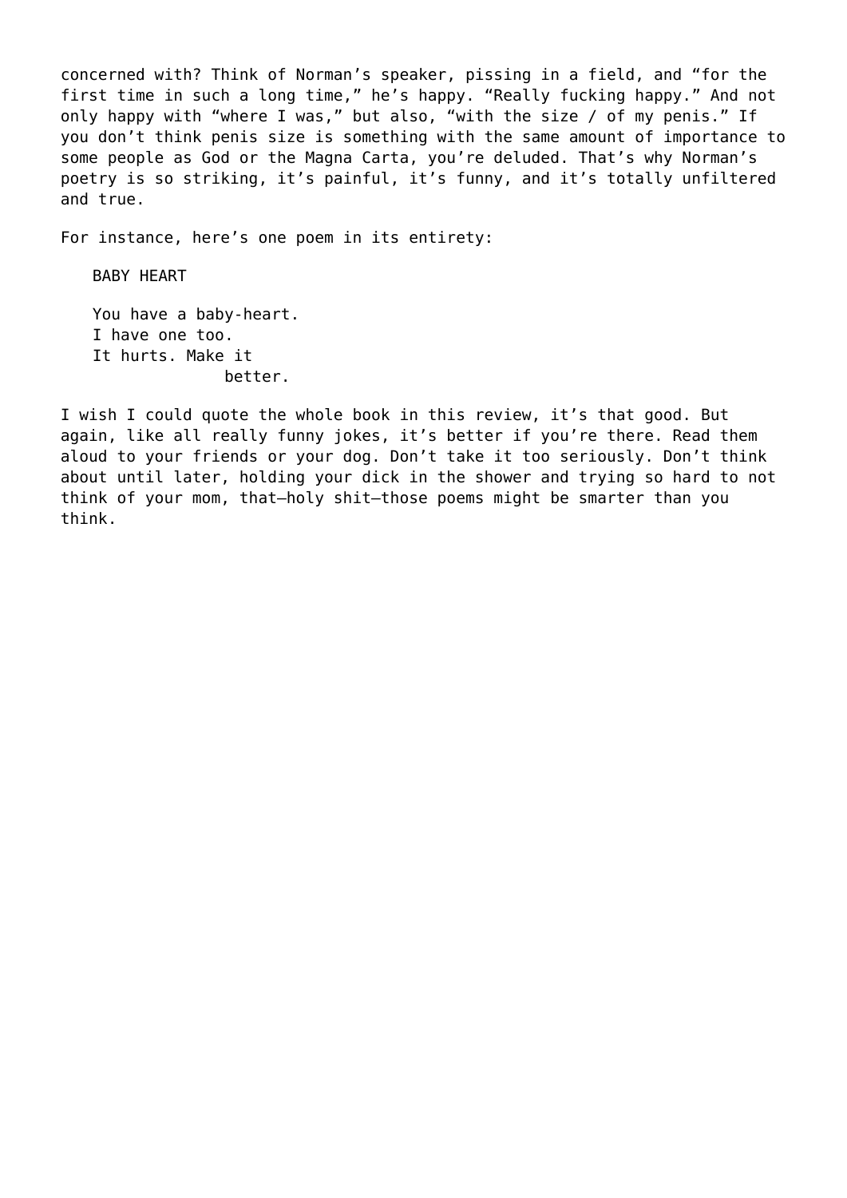concerned with? Think of Norman's speaker, pissing in a field, and "for the first time in such a long time," he's happy. "Really fucking happy." And not only happy with "where I was," but also, "with the size / of my penis." If you don't think penis size is something with the same amount of importance to some people as God or the Magna Carta, you're deluded. That's why Norman's poetry is so striking, it's painful, it's funny, and it's totally unfiltered and true.

For instance, here's one poem in its entirety:

> BABY HEART
>
> You have a baby-heart.  
> I have one too.  
> It hurts. Make it  
> &nbsp;&nbsp;&nbsp;&nbsp;&nbsp;&nbsp;&nbsp;&nbsp;&nbsp;&nbsp;&nbsp;&nbsp;&nbsp;better.

I wish I could quote the whole book in this review, it's that good. But again, like all really funny jokes, it's better if you're there. Read them aloud to your friends or your dog. Don't take it too seriously. Don't think about until later, holding your dick in the shower and trying so hard to not think of your mom, that—holy shit—those poems might be smarter than you think.